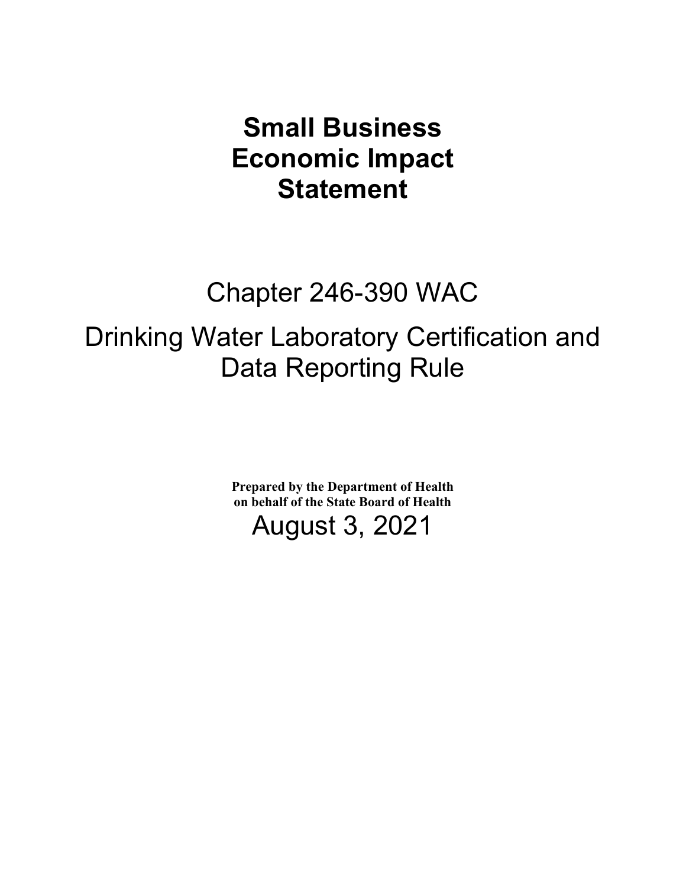# Small Business Economic Impact Statement

## Chapter 246-390 WAC

## Drinking Water Laboratory Certification and Data Reporting Rule

**Prepared by the Department of Health on behalf of the State Board of Health**

August 3, 2021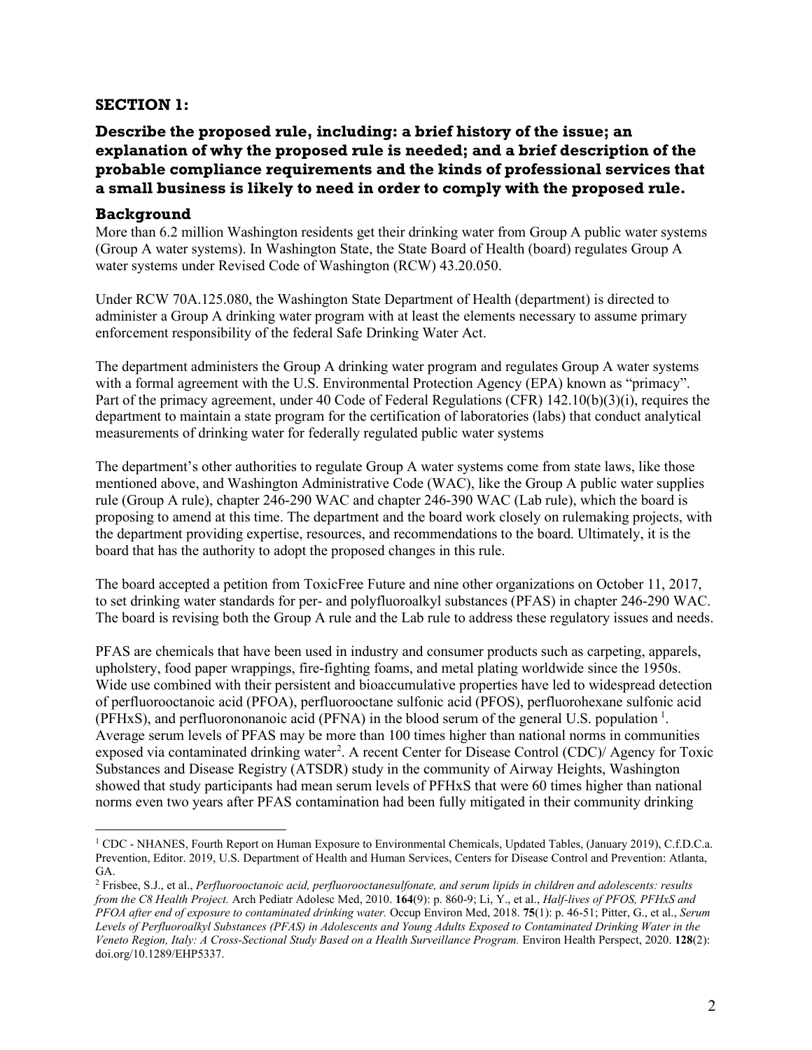## SECTION 1:

### Describe the proposed rule, including: a brief history of the issue; an explanation of why the proposed rule is needed; and a brief description of the probable compliance requirements and the kinds of professional services that a small business is likely to need in order to comply with the proposed rule.

### Background

More than 6.2 million Washington residents get their drinking water from Group A public water systems (Group A water systems). In Washington State, the State Board of Health (board) regulates Group A water systems under Revised Code of Washington (RCW) 43.20.050.

Under RCW 70A.125.080, the Washington State Department of Health (department) is directed to administer a Group A drinking water program with at least the elements necessary to assume primary enforcement responsibility of the federal Safe Drinking Water Act.

The department administers the Group A drinking water program and regulates Group A water systems with a formal agreement with the U.S. Environmental Protection Agency (EPA) known as "primacy". Part of the primacy agreement, under 40 Code of Federal Regulations (CFR) 142.10(b)(3)(i), requires the department to maintain a state program for the certification of laboratories (labs) that conduct analytical measurements of drinking water for federally regulated public water systems

The department's other authorities to regulate Group A water systems come from state laws, like those mentioned above, and Washington Administrative Code (WAC), like the Group A public water supplies rule (Group A rule), chapter 246-290 WAC and chapter 246-390 WAC (Lab rule), which the board is proposing to amend at this time. The department and the board work closely on rulemaking projects, with the department providing expertise, resources, and recommendations to the board. Ultimately, it is the board that has the authority to adopt the proposed changes in this rule.

The board accepted a petition from ToxicFree Future and nine other organizations on October 11, 2017, to set drinking water standards for per- and polyfluoroalkyl substances (PFAS) in chapter 246-290 WAC. The board is revising both the Group A rule and the Lab rule to address these regulatory issues and needs.

PFAS are chemicals that have been used in industry and consumer products such as carpeting, apparels, upholstery, food paper wrappings, fire-fighting foams, and metal plating worldwide since the 1950s. Wide use combined with their persistent and bioaccumulative properties have led to widespread detection of perfluorooctanoic acid (PFOA), perfluorooctane sulfonic acid (PFOS), perfluorohexane sulfonic acid (PFHxS), and perfluorononanoic acid (PFNA) in the blood serum of the general U.S. population [1]. Average serum levels of PFAS may be more than 100 times higher than national norms in communities exposed via contaminated drinking water[2]. A recent Center for Disease Control (CDC)/ Agency for Toxic Substances and Disease Registry (ATSDR) study in the community of Airway Heights, Washington showed that study participants had mean serum levels of PFHxS that were 60 times higher than national norms even two years after PFAS contamination had been fully mitigated in their community drinking

---

[1] CDC - NHANES, Fourth Report on Human Exposure to Environmental Chemicals, Updated Tables, (January 2019), C.f.D.C.a. Prevention, Editor. 2019, U.S. Department of Health and Human Services, Centers for Disease Control and Prevention: Atlanta, GA.

[2] Frisbee, S.J., et al., *Perfluorooctanoic acid, perfluorooctanesulfonate, and serum lipids in children and adolescents: results from the C8 Health Project.* Arch Pediatr Adolesc Med, 2010. **164**(9): p. 860-9; Li, Y., et al., *Half-lives of PFOS, PFHxS and PFOA after end of exposure to contaminated drinking water.* Occup Environ Med, 2018. **75**(1): p. 46-51; Pitter, G., et al., *Serum Levels of Perfluoroalkyl Substances (PFAS) in Adolescents and Young Adults Exposed to Contaminated Drinking Water in the Veneto Region, Italy: A Cross-Sectional Study Based on a Health Surveillance Program.* Environ Health Perspect, 2020. **128**(2): doi.org/10.1289/EHP5337.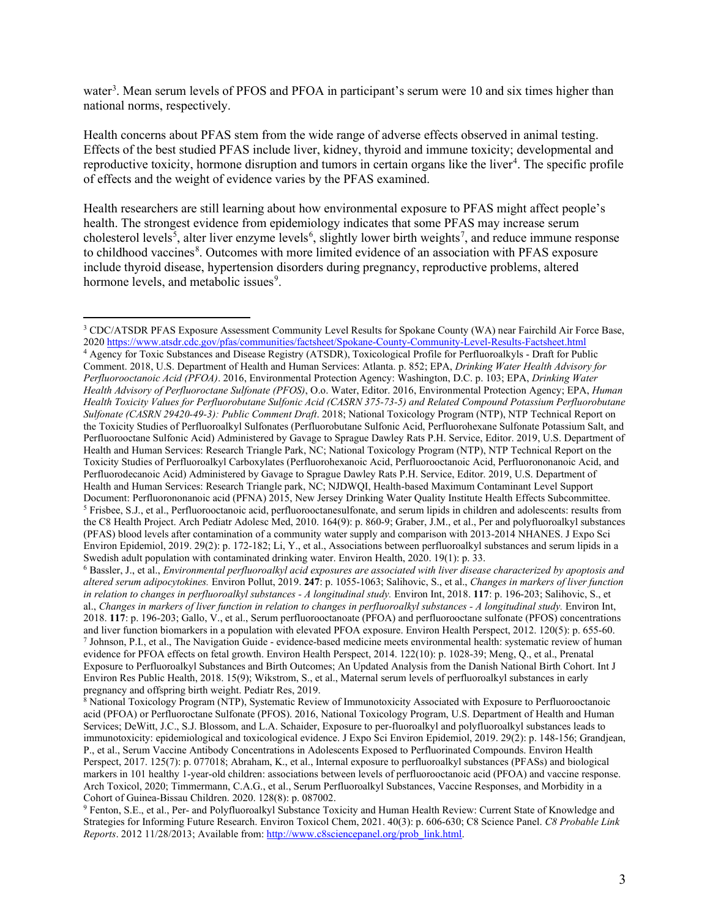water[3]. Mean serum levels of PFOS and PFOA in participant's serum were 10 and six times higher than national norms, respectively.

Health concerns about PFAS stem from the wide range of adverse effects observed in animal testing. Effects of the best studied PFAS include liver, kidney, thyroid and immune toxicity; developmental and reproductive toxicity, hormone disruption and tumors in certain organs like the liver[4]. The specific profile of effects and the weight of evidence varies by the PFAS examined.

Health researchers are still learning about how environmental exposure to PFAS might affect people's health. The strongest evidence from epidemiology indicates that some PFAS may increase serum cholesterol levels[5], alter liver enzyme levels[6], slightly lower birth weights[7], and reduce immune response to childhood vaccines[8]. Outcomes with more limited evidence of an association with PFAS exposure include thyroid disease, hypertension disorders during pregnancy, reproductive problems, altered hormone levels, and metabolic issues[9].

---

[3] CDC/ATSDR PFAS Exposure Assessment Community Level Results for Spokane County (WA) near Fairchild Air Force Base, 2020 https://www.atsdr.cdc.gov/pfas/communities/factsheet/Spokane-County-Community-Level-Results-Factsheet.html

[4] Agency for Toxic Substances and Disease Registry (ATSDR), Toxicological Profile for Perfluoroalkyls - Draft for Public Comment. 2018, U.S. Department of Health and Human Services: Atlanta. p. 852; EPA, *Drinking Water Health Advisory for Perfluorooctanoic Acid (PFOA)*. 2016, Environmental Protection Agency: Washington, D.C. p. 103; EPA, *Drinking Water Health Advisory of Perfluoroctane Sulfonate (PFOS)*, O.o. Water, Editor. 2016, Environmental Protection Agency; EPA, *Human Health Toxicity Values for Perfluorobutane Sulfonic Acid (CASRN 375-73-5) and Related Compound Potassium Perfluorobutane Sulfonate (CASRN 29420-49-3): Public Comment Draft*. 2018; National Toxicology Program (NTP), NTP Technical Report on the Toxicity Studies of Perfluoroalkyl Sulfonates (Perfluorobutane Sulfonic Acid, Perfluorohexane Sulfonate Potassium Salt, and Perfluorooctane Sulfonic Acid) Administered by Gavage to Sprague Dawley Rats P.H. Service, Editor. 2019, U.S. Department of Health and Human Services: Research Triangle Park, NC; National Toxicology Program (NTP), NTP Technical Report on the Toxicity Studies of Perfluoroalkyl Carboxylates (Perfluorohexanoic Acid, Perfluorooctanoic Acid, Perfluorononanoic Acid, and Perfluorodecanoic Acid) Administered by Gavage to Sprague Dawley Rats P.H. Service, Editor. 2019, U.S. Department of Health and Human Services: Research Triangle park, NC; NJDWQI, Health-based Maximum Contaminant Level Support Document: Perfluorononanoic acid (PFNA) 2015, New Jersey Drinking Water Quality Institute Health Effects Subcommittee.

[5] Frisbee, S.J., et al., Perfluorooctanoic acid, perfluorooctanesulfonate, and serum lipids in children and adolescents: results from the C8 Health Project. Arch Pediatr Adolesc Med, 2010. 164(9): p. 860-9; Graber, J.M., et al., Per and polyfluoroalkyl substances (PFAS) blood levels after contamination of a community water supply and comparison with 2013-2014 NHANES. J Expo Sci Environ Epidemiol, 2019. 29(2): p. 172-182; Li, Y., et al., Associations between perfluoroalkyl substances and serum lipids in a Swedish adult population with contaminated drinking water. Environ Health, 2020. 19(1): p. 33.

[6] Bassler, J., et al., *Environmental perfluoroalkyl acid exposures are associated with liver disease characterized by apoptosis and altered serum adipocytokines.* Environ Pollut, 2019. **247**: p. 1055-1063; Salihovic, S., et al., *Changes in markers of liver function in relation to changes in perfluoroalkyl substances - A longitudinal study.* Environ Int, 2018. **117**: p. 196-203; Salihovic, S., et al., *Changes in markers of liver function in relation to changes in perfluoroalkyl substances - A longitudinal study.* Environ Int, 2018. **117**: p. 196-203; Gallo, V., et al., Serum perfluorooctanoate (PFOA) and perfluorooctane sulfonate (PFOS) concentrations and liver function biomarkers in a population with elevated PFOA exposure. Environ Health Perspect, 2012. 120(5): p. 655-60.

[7] Johnson, P.I., et al., The Navigation Guide - evidence-based medicine meets environmental health: systematic review of human evidence for PFOA effects on fetal growth. Environ Health Perspect, 2014. 122(10): p. 1028-39; Meng, Q., et al., Prenatal Exposure to Perfluoroalkyl Substances and Birth Outcomes; An Updated Analysis from the Danish National Birth Cohort. Int J Environ Res Public Health, 2018. 15(9); Wikstrom, S., et al., Maternal serum levels of perfluoroalkyl substances in early pregnancy and offspring birth weight. Pediatr Res, 2019.

[8] National Toxicology Program (NTP), Systematic Review of Immunotoxicity Associated with Exposure to Perfluorooctanoic acid (PFOA) or Perfluoroctane Sulfonate (PFOS). 2016, National Toxicology Program, U.S. Department of Health and Human Services; DeWitt, J.C., S.J. Blossom, and L.A. Schaider, Exposure to per-fluoroalkyl and polyfluoroalkyl substances leads to immunotoxicity: epidemiological and toxicological evidence. J Expo Sci Environ Epidemiol, 2019. 29(2): p. 148-156; Grandjean, P., et al., Serum Vaccine Antibody Concentrations in Adolescents Exposed to Perfluorinated Compounds. Environ Health Perspect, 2017. 125(7): p. 077018; Abraham, K., et al., Internal exposure to perfluoroalkyl substances (PFASs) and biological markers in 101 healthy 1-year-old children: associations between levels of perfluorooctanoic acid (PFOA) and vaccine response. Arch Toxicol, 2020; Timmermann, C.A.G., et al., Serum Perfluoroalkyl Substances, Vaccine Responses, and Morbidity in a Cohort of Guinea-Bissau Children. 2020. 128(8): p. 087002.

[9] Fenton, S.E., et al., Per- and Polyfluoroalkyl Substance Toxicity and Human Health Review: Current State of Knowledge and Strategies for Informing Future Research. Environ Toxicol Chem, 2021. 40(3): p. 606-630; C8 Science Panel. *C8 Probable Link Reports*. 2012 11/28/2013; Available from: http://www.c8sciencepanel.org/prob_link.html.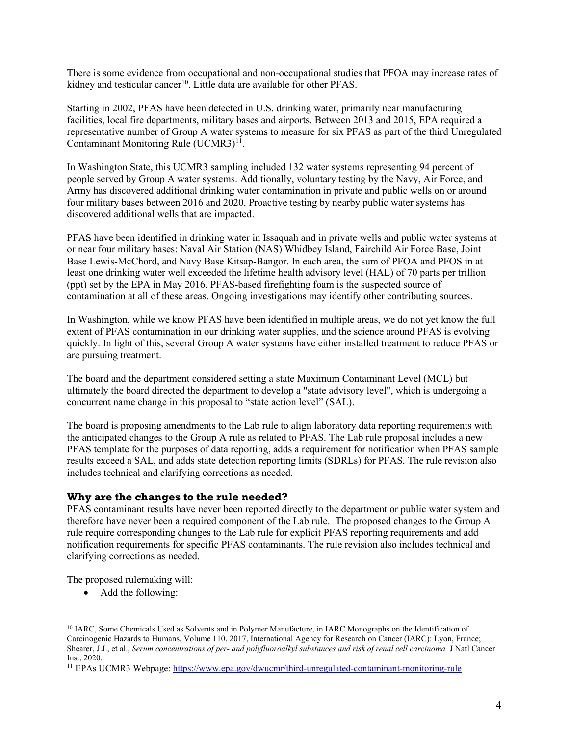There is some evidence from occupational and non-occupational studies that PFOA may increase rates of kidney and testicular cancer[10]. Little data are available for other PFAS.

Starting in 2002, PFAS have been detected in U.S. drinking water, primarily near manufacturing facilities, local fire departments, military bases and airports. Between 2013 and 2015, EPA required a representative number of Group A water systems to measure for six PFAS as part of the third Unregulated Contaminant Monitoring Rule (UCMR3)[11].

In Washington State, this UCMR3 sampling included 132 water systems representing 94 percent of people served by Group A water systems. Additionally, voluntary testing by the Navy, Air Force, and Army has discovered additional drinking water contamination in private and public wells on or around four military bases between 2016 and 2020. Proactive testing by nearby public water systems has discovered additional wells that are impacted.

PFAS have been identified in drinking water in Issaquah and in private wells and public water systems at or near four military bases: Naval Air Station (NAS) Whidbey Island, Fairchild Air Force Base, Joint Base Lewis-McChord, and Navy Base Kitsap-Bangor. In each area, the sum of PFOA and PFOS in at least one drinking water well exceeded the lifetime health advisory level (HAL) of 70 parts per trillion (ppt) set by the EPA in May 2016. PFAS-based firefighting foam is the suspected source of contamination at all of these areas. Ongoing investigations may identify other contributing sources.

In Washington, while we know PFAS have been identified in multiple areas, we do not yet know the full extent of PFAS contamination in our drinking water supplies, and the science around PFAS is evolving quickly. In light of this, several Group A water systems have either installed treatment to reduce PFAS or are pursuing treatment.

The board and the department considered setting a state Maximum Contaminant Level (MCL) but ultimately the board directed the department to develop a "state advisory level", which is undergoing a concurrent name change in this proposal to "state action level" (SAL).

The board is proposing amendments to the Lab rule to align laboratory data reporting requirements with the anticipated changes to the Group A rule as related to PFAS. The Lab rule proposal includes a new PFAS template for the purposes of data reporting, adds a requirement for notification when PFAS sample results exceed a SAL, and adds state detection reporting limits (SDRLs) for PFAS. The rule revision also includes technical and clarifying corrections as needed.

## Why are the changes to the rule needed?

PFAS contaminant results have never been reported directly to the department or public water system and therefore have never been a required component of the Lab rule. The proposed changes to the Group A rule require corresponding changes to the Lab rule for explicit PFAS reporting requirements and add notification requirements for specific PFAS contaminants. The rule revision also includes technical and clarifying corrections as needed.

The proposed rulemaking will:

- Add the following:

---

[10] IARC, Some Chemicals Used as Solvents and in Polymer Manufacture, in IARC Monographs on the Identification of Carcinogenic Hazards to Humans. Volume 110. 2017, International Agency for Research on Cancer (IARC): Lyon, France; Shearer, J.J., et al., *Serum concentrations of per- and polyfluoroalkyl substances and risk of renal cell carcinoma.* J Natl Cancer Inst, 2020.

[11] EPAs UCMR3 Webpage: https://www.epa.gov/dwucmr/third-unregulated-contaminant-monitoring-rule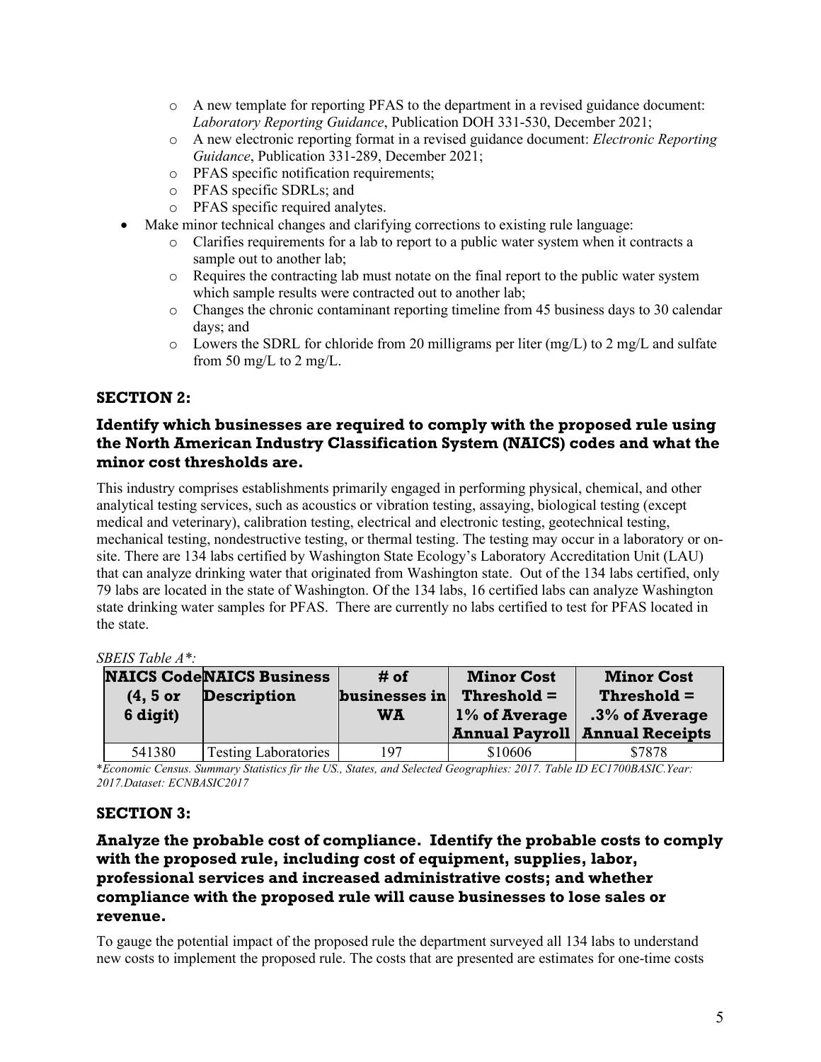- A new template for reporting PFAS to the department in a revised guidance document: *Laboratory Reporting Guidance*, Publication DOH 331-530, December 2021;
    - A new electronic reporting format in a revised guidance document: *Electronic Reporting Guidance*, Publication 331-289, December 2021;
    - PFAS specific notification requirements;
    - PFAS specific SDRLs; and
    - PFAS specific required analytes.
- Make minor technical changes and clarifying corrections to existing rule language:
    - Clarifies requirements for a lab to report to a public water system when it contracts a sample out to another lab;
    - Requires the contracting lab must notate on the final report to the public water system which sample results were contracted out to another lab;
    - Changes the chronic contaminant reporting timeline from 45 business days to 30 calendar days; and
    - Lowers the SDRL for chloride from 20 milligrams per liter (mg/L) to 2 mg/L and sulfate from 50 mg/L to 2 mg/L.

## SECTION 2:

### Identify which businesses are required to comply with the proposed rule using the North American Industry Classification System (NAICS) codes and what the minor cost thresholds are.

This industry comprises establishments primarily engaged in performing physical, chemical, and other analytical testing services, such as acoustics or vibration testing, assaying, biological testing (except medical and veterinary), calibration testing, electrical and electronic testing, geotechnical testing, mechanical testing, nondestructive testing, or thermal testing. The testing may occur in a laboratory or on-site. There are 134 labs certified by Washington State Ecology's Laboratory Accreditation Unit (LAU) that can analyze drinking water that originated from Washington state. Out of the 134 labs certified, only 79 labs are located in the state of Washington. Of the 134 labs, 16 certified labs can analyze Washington state drinking water samples for PFAS. There are currently no labs certified to test for PFAS located in the state.

*SBEIS Table A\*:*

| NAICS Code (4, 5 or 6 digit) | NAICS Business Description | # of businesses in WA | Minor Cost Threshold = 1% of Average Annual Payroll | Minor Cost Threshold = .3% of Average Annual Receipts |
|---|---|---|---|---|
| 541380 | Testing Laboratories | 197 | $10606 | $7878 |

\**Economic Census. Summary Statistics fir the US., States, and Selected Geographies: 2017. Table ID EC1700BASIC.Year: 2017.Dataset: ECNBASIC2017*

## SECTION 3:

### Analyze the probable cost of compliance. Identify the probable costs to comply with the proposed rule, including cost of equipment, supplies, labor, professional services and increased administrative costs; and whether compliance with the proposed rule will cause businesses to lose sales or revenue.

To gauge the potential impact of the proposed rule the department surveyed all 134 labs to understand new costs to implement the proposed rule. The costs that are presented are estimates for one-time costs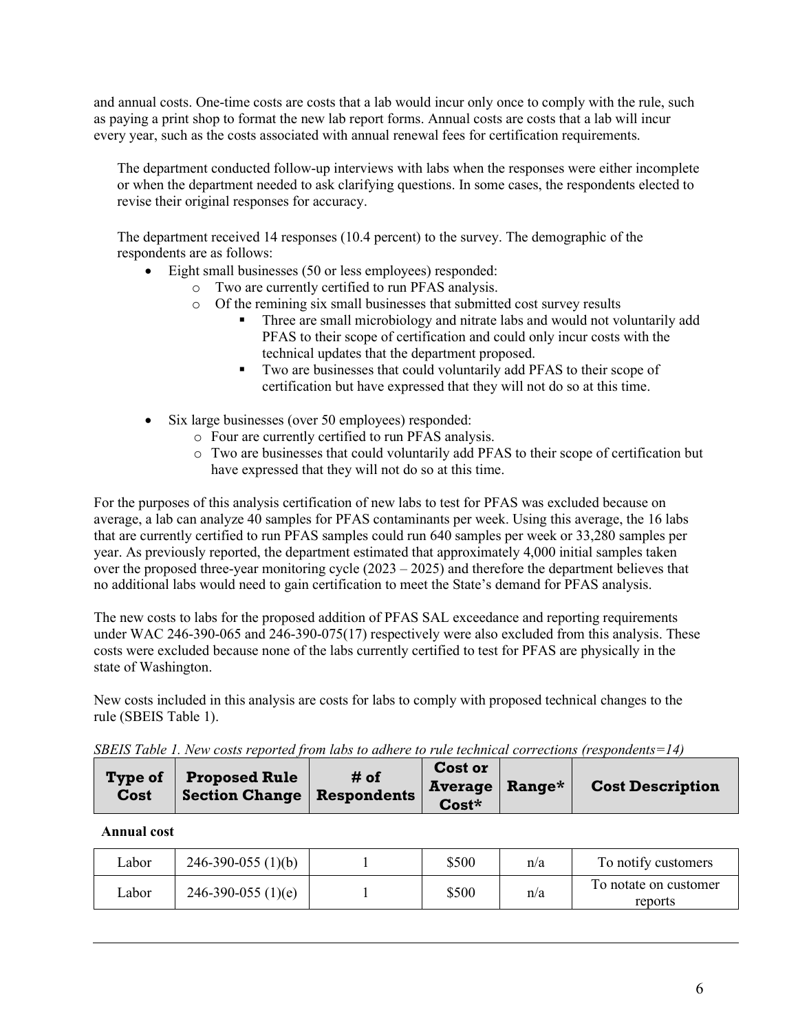and annual costs. One-time costs are costs that a lab would incur only once to comply with the rule, such as paying a print shop to format the new lab report forms. Annual costs are costs that a lab will incur every year, such as the costs associated with annual renewal fees for certification requirements.

The department conducted follow-up interviews with labs when the responses were either incomplete or when the department needed to ask clarifying questions. In some cases, the respondents elected to revise their original responses for accuracy.

The department received 14 responses (10.4 percent) to the survey. The demographic of the respondents are as follows:

- Eight small businesses (50 or less employees) responded:
  - Two are currently certified to run PFAS analysis.
  - Of the remining six small businesses that submitted cost survey results
    - Three are small microbiology and nitrate labs and would not voluntarily add PFAS to their scope of certification and could only incur costs with the technical updates that the department proposed.
    - Two are businesses that could voluntarily add PFAS to their scope of certification but have expressed that they will not do so at this time.
- Six large businesses (over 50 employees) responded:
  - Four are currently certified to run PFAS analysis.
  - Two are businesses that could voluntarily add PFAS to their scope of certification but have expressed that they will not do so at this time.

For the purposes of this analysis certification of new labs to test for PFAS was excluded because on average, a lab can analyze 40 samples for PFAS contaminants per week. Using this average, the 16 labs that are currently certified to run PFAS samples could run 640 samples per week or 33,280 samples per year. As previously reported, the department estimated that approximately 4,000 initial samples taken over the proposed three-year monitoring cycle (2023 – 2025) and therefore the department believes that no additional labs would need to gain certification to meet the State's demand for PFAS analysis.

The new costs to labs for the proposed addition of PFAS SAL exceedance and reporting requirements under WAC 246-390-065 and 246-390-075(17) respectively were also excluded from this analysis. These costs were excluded because none of the labs currently certified to test for PFAS are physically in the state of Washington.

New costs included in this analysis are costs for labs to comply with proposed technical changes to the rule (SBEIS Table 1).

*SBEIS Table 1. New costs reported from labs to adhere to rule technical corrections (respondents=14)*

| Type of Cost | Proposed Rule Section Change | # of Respondents | Cost or Average Cost* | Range* | Cost Description |
|---|---|---|---|---|---|
| **Annual cost** | | | | | |
| Labor | 246-390-055 (1)(b) | 1 | $500 | n/a | To notify customers |
| Labor | 246-390-055 (1)(e) | 1 | $500 | n/a | To notate on customer reports |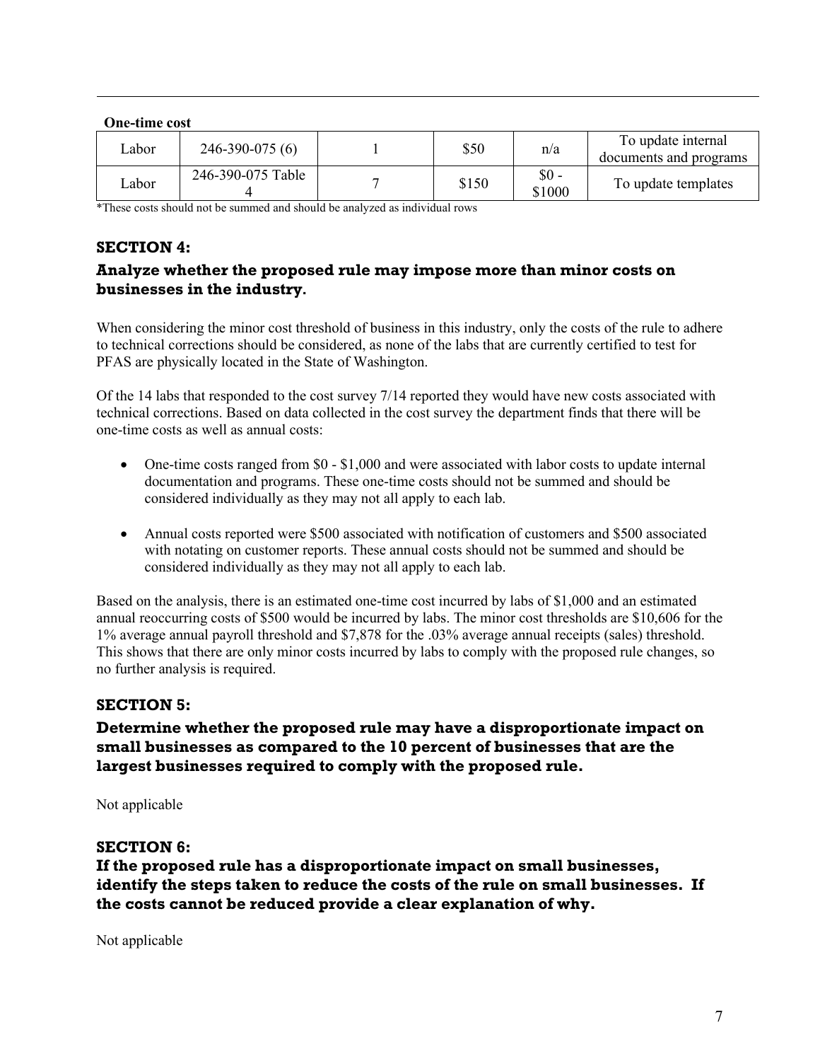**One-time cost**

| | | | | | |
|---|---|---|---|---|---|
| Labor | 246-390-075 (6) | 1 | \$50 | n/a | To update internal documents and programs |
| Labor | 246-390-075 Table 4 | 7 | \$150 | \$0 - \$1000 | To update templates |

*These costs should not be summed and should be analyzed as individual rows

## SECTION 4:

## Analyze whether the proposed rule may impose more than minor costs on businesses in the industry.

When considering the minor cost threshold of business in this industry, only the costs of the rule to adhere to technical corrections should be considered, as none of the labs that are currently certified to test for PFAS are physically located in the State of Washington.

Of the 14 labs that responded to the cost survey 7/14 reported they would have new costs associated with technical corrections. Based on data collected in the cost survey the department finds that there will be one-time costs as well as annual costs:

- One-time costs ranged from \$0 - \$1,000 and were associated with labor costs to update internal documentation and programs. These one-time costs should not be summed and should be considered individually as they may not all apply to each lab.
- Annual costs reported were \$500 associated with notification of customers and \$500 associated with notating on customer reports. These annual costs should not be summed and should be considered individually as they may not all apply to each lab.

Based on the analysis, there is an estimated one-time cost incurred by labs of \$1,000 and an estimated annual reoccurring costs of \$500 would be incurred by labs. The minor cost thresholds are \$10,606 for the 1% average annual payroll threshold and \$7,878 for the .03% average annual receipts (sales) threshold. This shows that there are only minor costs incurred by labs to comply with the proposed rule changes, so no further analysis is required.

## SECTION 5:

## Determine whether the proposed rule may have a disproportionate impact on small businesses as compared to the 10 percent of businesses that are the largest businesses required to comply with the proposed rule.

Not applicable

## SECTION 6:

## If the proposed rule has a disproportionate impact on small businesses, identify the steps taken to reduce the costs of the rule on small businesses. If the costs cannot be reduced provide a clear explanation of why.

Not applicable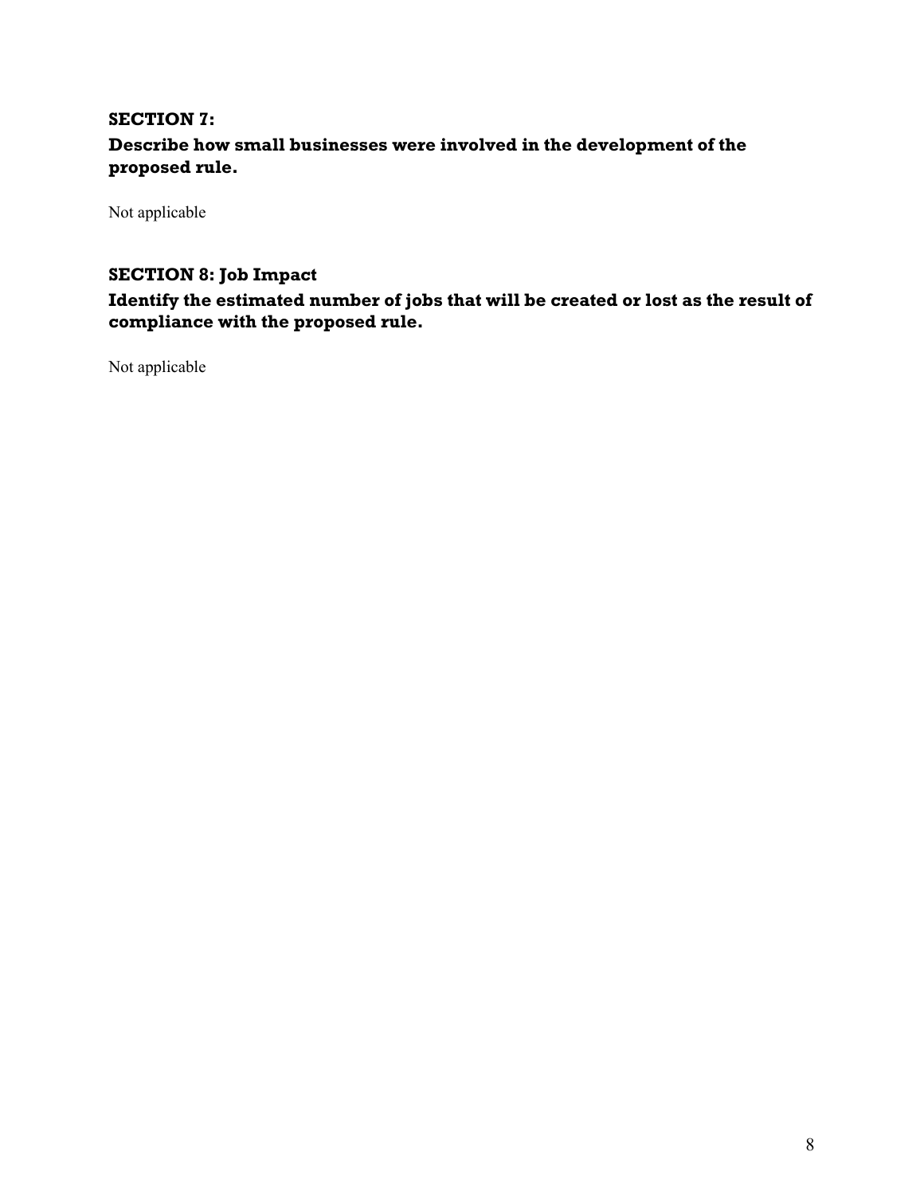## SECTION 7:

### Describe how small businesses were involved in the development of the proposed rule.

Not applicable

## SECTION 8: Job Impact

### Identify the estimated number of jobs that will be created or lost as the result of compliance with the proposed rule.

Not applicable